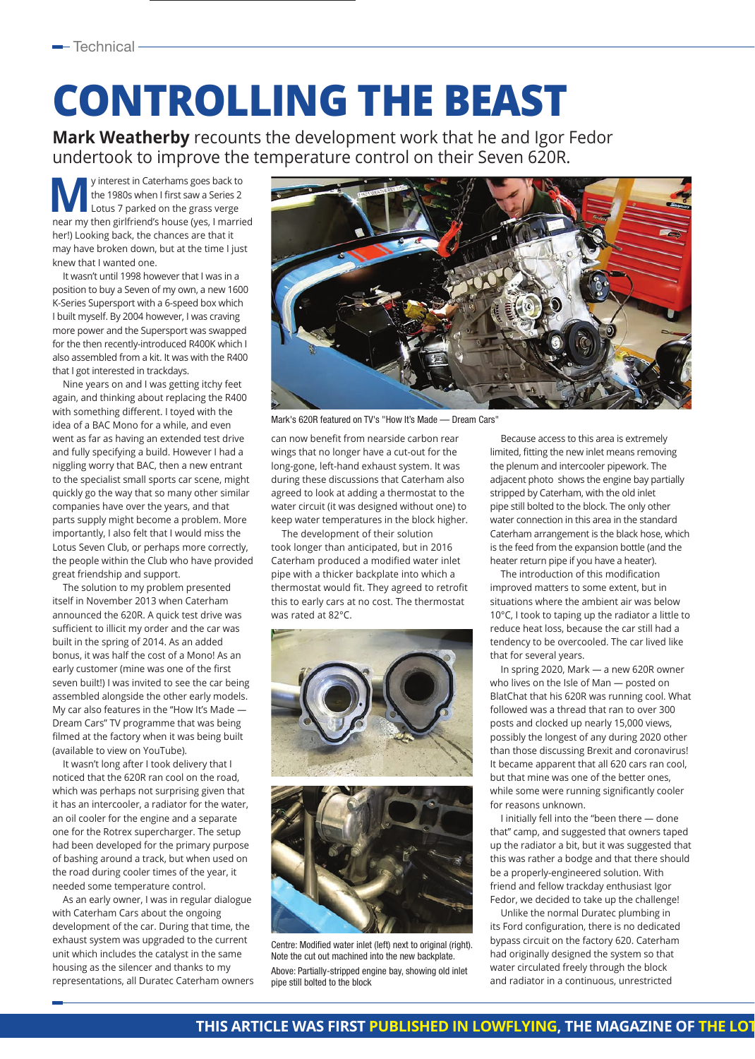# CONTROLLING THE BEAST

**Mark Weatherby** recounts the development work that he and Igor Fedor undertook to improve the temperature control on their Seven 620R.

My interest in Caterhams goes back to the 1980s when I first saw a Series 2 Lotus 7 parked on the grass verge near my then girlfriend's house (yes, I married her!) Looking back, the chances are that it may have broken down, but at the time I just knew that I wanted one.

It wasn't until 1998 however that I was in a position to buy a Seven of my own, a new 1600 K-Series Supersport with a 6-speed box which I built myself. By 2004 however, I was craving more power and the Supersport was swapped for the then recently-introduced R400K which I also assembled from a kit. It was with the R400 that I got interested in trackdays.

Nine years on and I was getting itchy feet again, and thinking about replacing the R400 with something different. I toyed with the idea of a BAC Mono for a while, and even went as far as having an extended test drive and fully specifying a build. However I had a niggling worry that BAC, then a new entrant to the specialist small sports car scene, might quickly go the way that so many other similar companies have over the years, and that parts supply might become a problem. More importantly, I also felt that I would miss the Lotus Seven Club, or perhaps more correctly, the people within the Club who have provided great friendship and support.

The solution to my problem presented itself in November 2013 when Caterham announced the 620R. A quick test drive was sufficient to illicit my order and the car was built in the spring of 2014. As an added bonus, it was half the cost of a Mono! As an early customer (mine was one of the first seven built!) I was invited to see the car being assembled alongside the other early models. My car also features in the "How It's Made — Dream Cars" TV programme that was being filmed at the factory when it was being built (available to view on YouTube).

It wasn't long after I took delivery that I noticed that the 620R ran cool on the road, which was perhaps not surprising given that it has an intercooler, a radiator for the water, an oil cooler for the engine and a separate one for the Rotrex supercharger. The setup had been developed for the primary purpose of bashing around a track, but when used on the road during cooler times of the year, it needed some temperature control.

As an early owner, I was in regular dialogue with Caterham Cars about the ongoing development of the car. During that time, the exhaust system was upgraded to the current unit which includes the catalyst in the same housing as the silencer and thanks to my representations, all Duratec Caterham owners can now benefit from nearside carbon rear wings that no longer have a cut-out for the long-gone, left-hand exhaust system. It was during these discussions that Caterham also agreed to look at adding a thermostat to the water circuit (it was designed without one) to keep water temperatures in the block higher.

Mark's 620R featured on TV's "How It's Made — Dream Cars"

The development of their solution took longer than anticipated, but in 2016 Caterham produced a modified water inlet pipe with a thicker backplate into which a thermostat would fit. They agreed to retrofit this to early cars at no cost. The thermostat was rated at 82°C.

Centre: Modified water inlet (left) next to original (right). Note the cut out machined into the new backplate.

Above: Partially-stripped engine bay, showing old inlet pipe still bolted to the block

Because access to this area is extremely limited, fitting the new inlet means removing the plenum and intercooler pipework. The adjacent photo shows the engine bay partially stripped by Caterham, with the old inlet pipe still bolted to the block. The only other water connection in this area in the standard Caterham arrangement is the black hose, which is the feed from the expansion bottle (and the heater return pipe if you have a heater).

The introduction of this modification improved matters to some extent, but in situations where the ambient air was below 10°C, I took to taping up the radiator a little to reduce heat loss, because the car still had a tendency to be overcooled. The car lived like that for several years.

In spring 2020, Mark — a new 620R owner who lives on the Isle of Man — posted on BlatChat that his 620R was running cool. What followed was a thread that ran to over 300 posts and clocked up nearly 15,000 views, possibly the longest of any during 2020 other than those discussing Brexit and coronavirus! It became apparent that all 620 cars ran cool, but that mine was one of the better ones, while some were running significantly cooler for reasons unknown.

I initially fell into the "been there — done that" camp, and suggested that owners taped up the radiator a bit, but it was suggested that this was rather a bodge and that there should be a properly-engineered solution. With friend and fellow trackday enthusiast Igor Fedor, we decided to take up the challenge!

Unlike the normal Duratec plumbing in its Ford configuration, there is no dedicated bypass circuit on the factory 620. Caterham had originally designed the system so that water circulated freely through the block and radiator in a continuous, unrestricted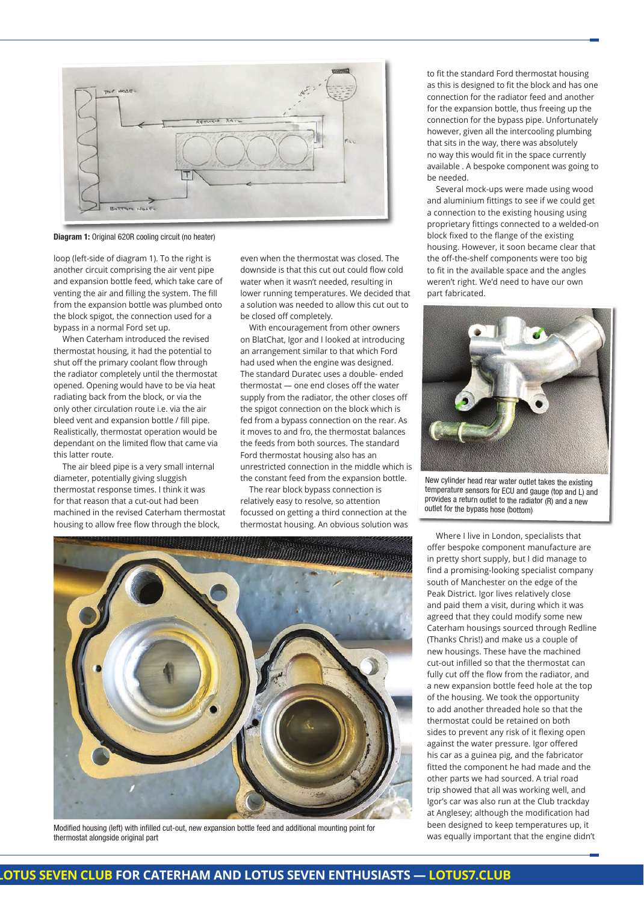**Diagram 1:** Original 620R cooling circuit (no heater)

loop (left-side of diagram 1). To the right is another circuit comprising the air vent pipe and expansion bottle feed, which take care of venting the air and filling the system. The fill from the expansion bottle was plumbed onto the block spigot, the connection used for a bypass in a normal Ford set up.

When Caterham introduced the revised thermostat housing, it had the potential to shut off the primary coolant flow through the radiator completely until the thermostat opened. Opening would have to be via heat radiating back from the block, or via the only other circulation route i.e. via the air bleed vent and expansion bottle / fill pipe. Realistically, thermostat operation would be dependant on the limited flow that came via this latter route.

The air bleed pipe is a very small internal diameter, potentially giving sluggish thermostat response times. I think it was for that reason that a cut-out had been machined in the revised Caterham thermostat housing to allow free flow through the block, even when the thermostat was closed. The downside is that this cut out could flow cold water when it wasn't needed, resulting in lower running temperatures. We decided that a solution was needed to allow this cut out to be closed off completely.

With encouragement from other owners on BlatChat, Igor and I looked at introducing an arrangement similar to that which Ford had used when the engine was designed. The standard Duratec uses a double- ended thermostat — one end closes off the water supply from the radiator, the other closes off the spigot connection on the block which is fed from a bypass connection on the rear. As it moves to and fro, the thermostat balances the feeds from both sources. The standard Ford thermostat housing also has an unrestricted connection in the middle which is the constant feed from the expansion bottle.

The rear block bypass connection is relatively easy to resolve, so attention focussed on getting a third connection at the thermostat housing. An obvious solution was to fit the standard Ford thermostat housing as this is designed to fit the block and has one connection for the radiator feed and another for the expansion bottle, thus freeing up the connection for the bypass pipe. Unfortunately however, given all the intercooling plumbing that sits in the way, there was absolutely no way this would fit in the space currently available . A bespoke component was going to be needed.

Several mock-ups were made using wood and aluminium fittings to see if we could get a connection to the existing housing using proprietary fittings connected to a welded-on block fixed to the flange of the existing housing. However, it soon became clear that the off-the-shelf components were too big to fit in the available space and the angles weren't right. We'd need to have our own part fabricated.

New cylinder head rear water outlet takes the existing temperature sensors for ECU and gauge (top and L) and provides a return outlet to the radiator (R) and a new outlet for the bypass hose (bottom)

Where I live in London, specialists that offer bespoke component manufacture are in pretty short supply, but I did manage to find a promising-looking specialist company south of Manchester on the edge of the Peak District. Igor lives relatively close and paid them a visit, during which it was agreed that they could modify some new Caterham housings sourced through Redline (Thanks Chris!) and make us a couple of new housings. These have the machined cut-out infilled so that the thermostat can fully cut off the flow from the radiator, and a new expansion bottle feed hole at the top of the housing. We took the opportunity to add another threaded hole so that the thermostat could be retained on both sides to prevent any risk of it flexing open against the water pressure. Igor offered his car as a guinea pig, and the fabricator fitted the component he had made and the other parts we had sourced. A trial road trip showed that all was working well, and Igor's car was also run at the Club trackday at Anglesey; although the modification had been designed to keep temperatures up, it was equally important that the engine didn't

Modified housing (left) with infilled cut-out, new expansion bottle feed and additional mounting point for thermostat alongside original part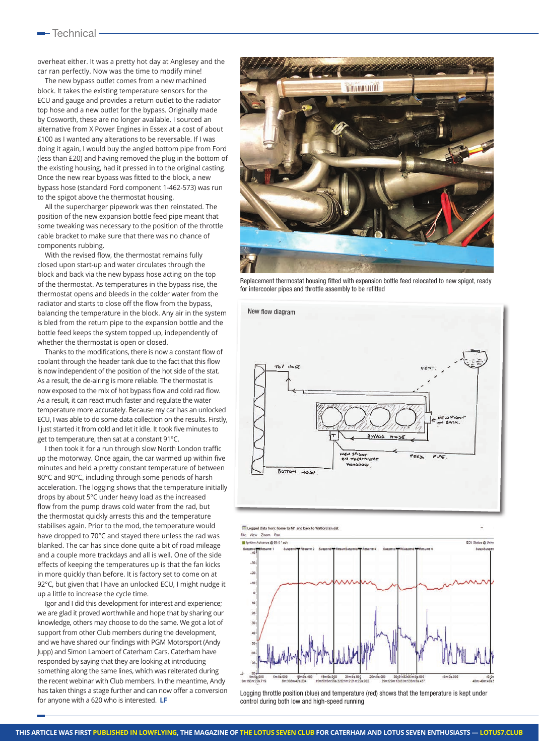overheat either. It was a pretty hot day at Anglesey and the car ran perfectly. Now was the time to modify mine!

The new bypass outlet comes from a new machined block. It takes the existing temperature sensors for the ECU and gauge and provides a return outlet to the radiator top hose and a new outlet for the bypass. Originally made by Cosworth, these are no longer available. I sourced an alternative from X Power Engines in Essex at a cost of about £100 as I wanted any alterations to be reversable. If I was doing it again, I would buy the angled bottom pipe from Ford (less than £20) and having removed the plug in the bottom of the existing housing, had it pressed in to the original casting. Once the new rear bypass was fitted to the block, a new bypass hose (standard Ford component 1-462-573) was run to the spigot above the thermostat housing.

All the supercharger pipework was then reinstated. The position of the new expansion bottle feed pipe meant that some tweaking was necessary to the position of the throttle cable bracket to make sure that there was no chance of components rubbing.

With the revised flow, the thermostat remains fully closed upon start-up and water circulates through the block and back via the new bypass hose acting on the top of the thermostat. As temperatures in the bypass rise, the thermostat opens and bleeds in the colder water from the radiator and starts to close off the flow from the bypass, balancing the temperature in the block. Any air in the system is bled from the return pipe to the expansion bottle and the bottle feed keeps the system topped up, independently of whether the thermostat is open or closed.

Thanks to the modifications, there is now a constant flow of coolant through the header tank due to the fact that this flow is now independent of the position of the hot side of the stat. As a result, the de-airing is more reliable. The thermostat is now exposed to the mix of hot bypass flow and cold rad flow. As a result, it can react much faster and regulate the water temperature more accurately. Because my car has an unlocked ECU, I was able to do some data collection on the results. Firstly, I just started it from cold and let it idle. It took five minutes to get to temperature, then sat at a constant 91°C.

I then took it for a run through slow North London traffic up the motorway. Once again, the car warmed up within five minutes and held a pretty constant temperature of between 80°C and 90°C, including through some periods of harsh acceleration. The logging shows that the temperature initially drops by about 5°C under heavy load as the increased flow from the pump draws cold water from the rad, but the thermostat quickly arrests this and the temperature stabilises again. Prior to the mod, the temperature would have dropped to 70°C and stayed there unless the rad was blanked. The car has since done quite a bit of road mileage and a couple more trackdays and all is well. One of the side effects of keeping the temperatures up is that the fan kicks in more quickly than before. It is factory set to come on at 92°C, but given that I have an unlocked ECU, I might nudge it up a little to increase the cycle time.

Igor and I did this development for interest and experience; we are glad it proved worthwhile and hope that by sharing our knowledge, others may choose to do the same. We got a lot of support from other Club members during the development, and we have shared our findings with PGM Motorsport (Andy Jupp) and Simon Lambert of Caterham Cars. Caterham have responded by saying that they are looking at introducing something along the same lines, which was reiterated during the recent webinar with Club members. In the meantime, Andy has taken things a stage further and can now offer a conversion for anyone with a 620 who is interested. **LF**

Replacement thermostat housing fitted with expansion bottle feed relocated to new spigot, ready for intercooler pipes and throttle assembly to be refitted

New flow diagram

TOP HOSE
VENT.
NEW SPIGOT ON BACK.
BYPASS HOSE
NEW SPIGOT ON THERMOSTAT HOUSING.
FEED PIPE.
BOTTOM HOSE

Logging throttle position (blue) and temperature (red) shows that the temperature is kept under control during both low and high-speed running